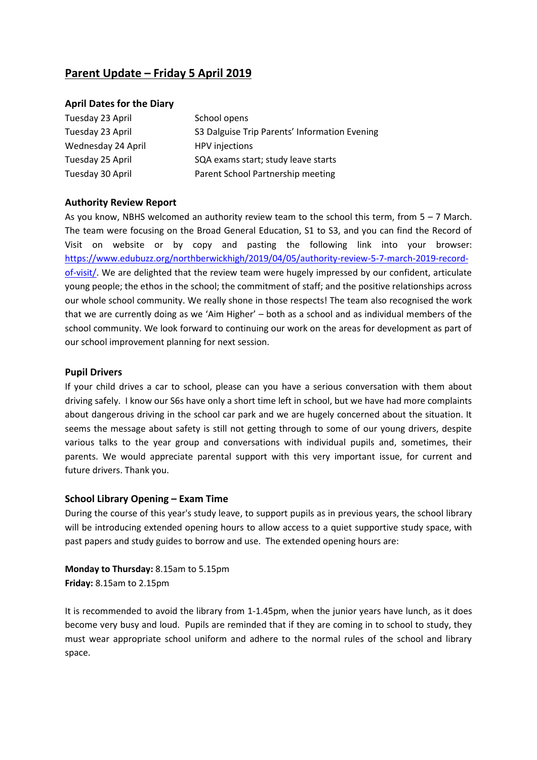# Parent Update – Friday 5 April 2019

## April Dates for the Diary

| | |
|---|---|
| Tuesday 23 April | School opens |
| Tuesday 23 April | S3 Dalguise Trip Parents' Information Evening |
| Wednesday 24 April | HPV injections |
| Tuesday 25 April | SQA exams start; study leave starts |
| Tuesday 30 April | Parent School Partnership meeting |

## Authority Review Report

As you know, NBHS welcomed an authority review team to the school this term, from 5 – 7 March. The team were focusing on the Broad General Education, S1 to S3, and you can find the Record of Visit on website or by copy and pasting the following link into your browser: https://www.edubuzz.org/northberwickhigh/2019/04/05/authority-review-5-7-march-2019-record-of-visit/. We are delighted that the review team were hugely impressed by our confident, articulate young people; the ethos in the school; the commitment of staff; and the positive relationships across our whole school community. We really shone in those respects! The team also recognised the work that we are currently doing as we 'Aim Higher' – both as a school and as individual members of the school community. We look forward to continuing our work on the areas for development as part of our school improvement planning for next session.

## Pupil Drivers

If your child drives a car to school, please can you have a serious conversation with them about driving safely. I know our S6s have only a short time left in school, but we have had more complaints about dangerous driving in the school car park and we are hugely concerned about the situation. It seems the message about safety is still not getting through to some of our young drivers, despite various talks to the year group and conversations with individual pupils and, sometimes, their parents. We would appreciate parental support with this very important issue, for current and future drivers. Thank you.

## School Library Opening – Exam Time

During the course of this year's study leave, to support pupils as in previous years, the school library will be introducing extended opening hours to allow access to a quiet supportive study space, with past papers and study guides to borrow and use. The extended opening hours are:

**Monday to Thursday:** 8.15am to 5.15pm
**Friday:** 8.15am to 2.15pm

It is recommended to avoid the library from 1-1.45pm, when the junior years have lunch, as it does become very busy and loud. Pupils are reminded that if they are coming in to school to study, they must wear appropriate school uniform and adhere to the normal rules of the school and library space.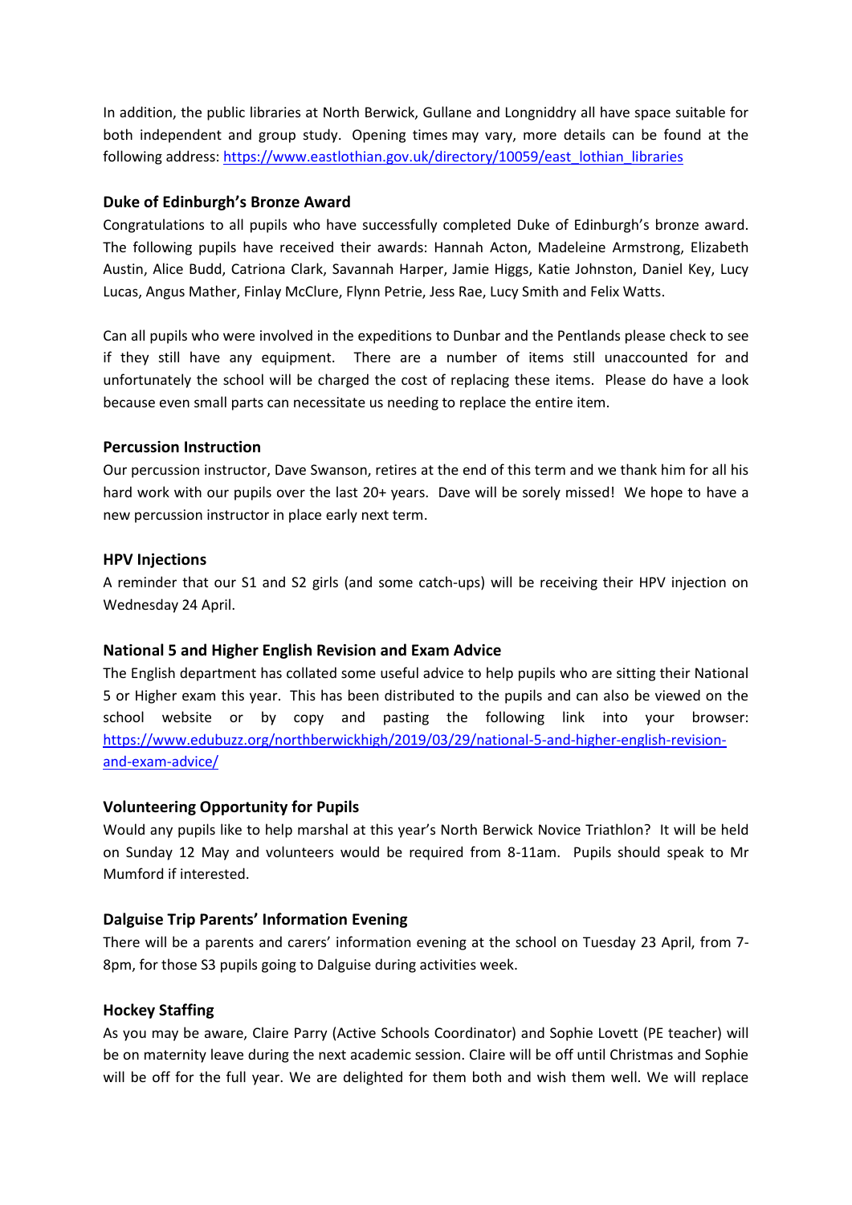In addition, the public libraries at North Berwick, Gullane and Longniddry all have space suitable for both independent and group study. Opening times may vary, more details can be found at the following address: https://www.eastlothian.gov.uk/directory/10059/east_lothian_libraries

**Duke of Edinburgh's Bronze Award**

Congratulations to all pupils who have successfully completed Duke of Edinburgh's bronze award. The following pupils have received their awards: Hannah Acton, Madeleine Armstrong, Elizabeth Austin, Alice Budd, Catriona Clark, Savannah Harper, Jamie Higgs, Katie Johnston, Daniel Key, Lucy Lucas, Angus Mather, Finlay McClure, Flynn Petrie, Jess Rae, Lucy Smith and Felix Watts.

Can all pupils who were involved in the expeditions to Dunbar and the Pentlands please check to see if they still have any equipment. There are a number of items still unaccounted for and unfortunately the school will be charged the cost of replacing these items. Please do have a look because even small parts can necessitate us needing to replace the entire item.

**Percussion Instruction**

Our percussion instructor, Dave Swanson, retires at the end of this term and we thank him for all his hard work with our pupils over the last 20+ years. Dave will be sorely missed! We hope to have a new percussion instructor in place early next term.

**HPV Injections**

A reminder that our S1 and S2 girls (and some catch-ups) will be receiving their HPV injection on Wednesday 24 April.

**National 5 and Higher English Revision and Exam Advice**

The English department has collated some useful advice to help pupils who are sitting their National 5 or Higher exam this year. This has been distributed to the pupils and can also be viewed on the school website or by copy and pasting the following link into your browser: https://www.edubuzz.org/northberwickhigh/2019/03/29/national-5-and-higher-english-revision-and-exam-advice/

**Volunteering Opportunity for Pupils**

Would any pupils like to help marshal at this year's North Berwick Novice Triathlon? It will be held on Sunday 12 May and volunteers would be required from 8-11am. Pupils should speak to Mr Mumford if interested.

**Dalguise Trip Parents' Information Evening**

There will be a parents and carers' information evening at the school on Tuesday 23 April, from 7-8pm, for those S3 pupils going to Dalguise during activities week.

**Hockey Staffing**

As you may be aware, Claire Parry (Active Schools Coordinator) and Sophie Lovett (PE teacher) will be on maternity leave during the next academic session. Claire will be off until Christmas and Sophie will be off for the full year. We are delighted for them both and wish them well. We will replace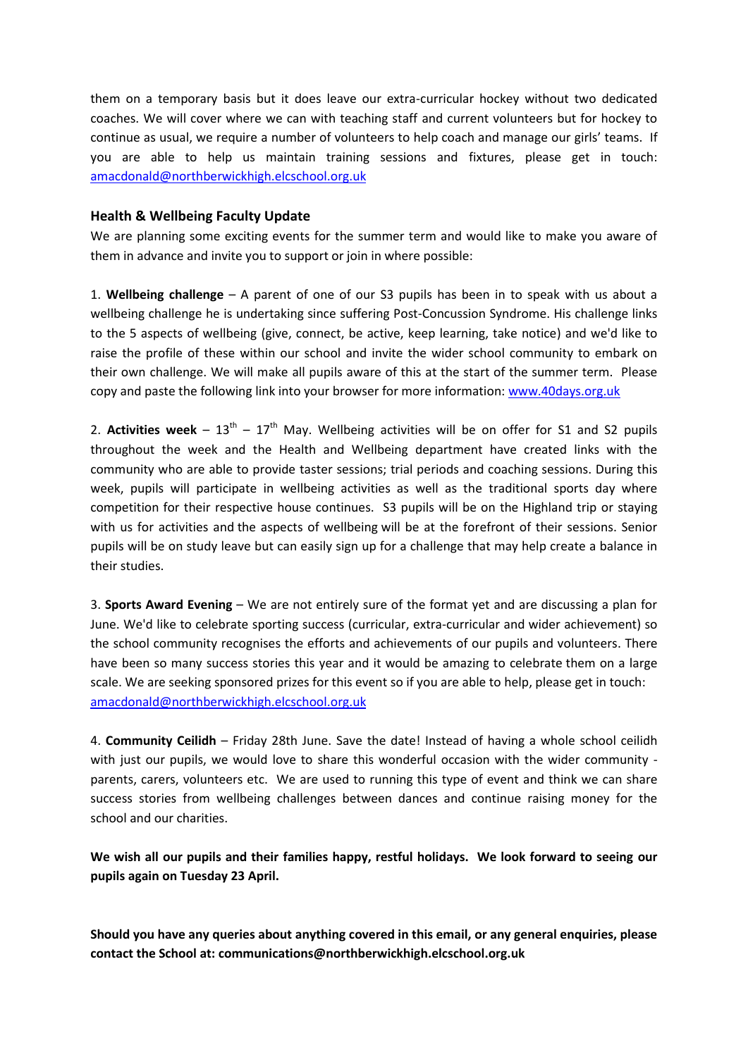them on a temporary basis but it does leave our extra-curricular hockey without two dedicated coaches. We will cover where we can with teaching staff and current volunteers but for hockey to continue as usual, we require a number of volunteers to help coach and manage our girls' teams. If you are able to help us maintain training sessions and fixtures, please get in touch: amacdonald@northberwickhigh.elcschool.org.uk

### Health & Wellbeing Faculty Update

We are planning some exciting events for the summer term and would like to make you aware of them in advance and invite you to support or join in where possible:

1. **Wellbeing challenge** – A parent of one of our S3 pupils has been in to speak with us about a wellbeing challenge he is undertaking since suffering Post-Concussion Syndrome. His challenge links to the 5 aspects of wellbeing (give, connect, be active, keep learning, take notice) and we'd like to raise the profile of these within our school and invite the wider school community to embark on their own challenge. We will make all pupils aware of this at the start of the summer term. Please copy and paste the following link into your browser for more information: www.40days.org.uk

2. **Activities week** – 13th – 17th May. Wellbeing activities will be on offer for S1 and S2 pupils throughout the week and the Health and Wellbeing department have created links with the community who are able to provide taster sessions; trial periods and coaching sessions. During this week, pupils will participate in wellbeing activities as well as the traditional sports day where competition for their respective house continues. S3 pupils will be on the Highland trip or staying with us for activities and the aspects of wellbeing will be at the forefront of their sessions. Senior pupils will be on study leave but can easily sign up for a challenge that may help create a balance in their studies.

3. **Sports Award Evening** – We are not entirely sure of the format yet and are discussing a plan for June. We'd like to celebrate sporting success (curricular, extra-curricular and wider achievement) so the school community recognises the efforts and achievements of our pupils and volunteers. There have been so many success stories this year and it would be amazing to celebrate them on a large scale. We are seeking sponsored prizes for this event so if you are able to help, please get in touch: amacdonald@northberwickhigh.elcschool.org.uk

4. **Community Ceilidh** – Friday 28th June. Save the date! Instead of having a whole school ceilidh with just our pupils, we would love to share this wonderful occasion with the wider community - parents, carers, volunteers etc. We are used to running this type of event and think we can share success stories from wellbeing challenges between dances and continue raising money for the school and our charities.

**We wish all our pupils and their families happy, restful holidays. We look forward to seeing our pupils again on Tuesday 23 April.**

**Should you have any queries about anything covered in this email, or any general enquiries, please contact the School at: communications@northberwickhigh.elcschool.org.uk**